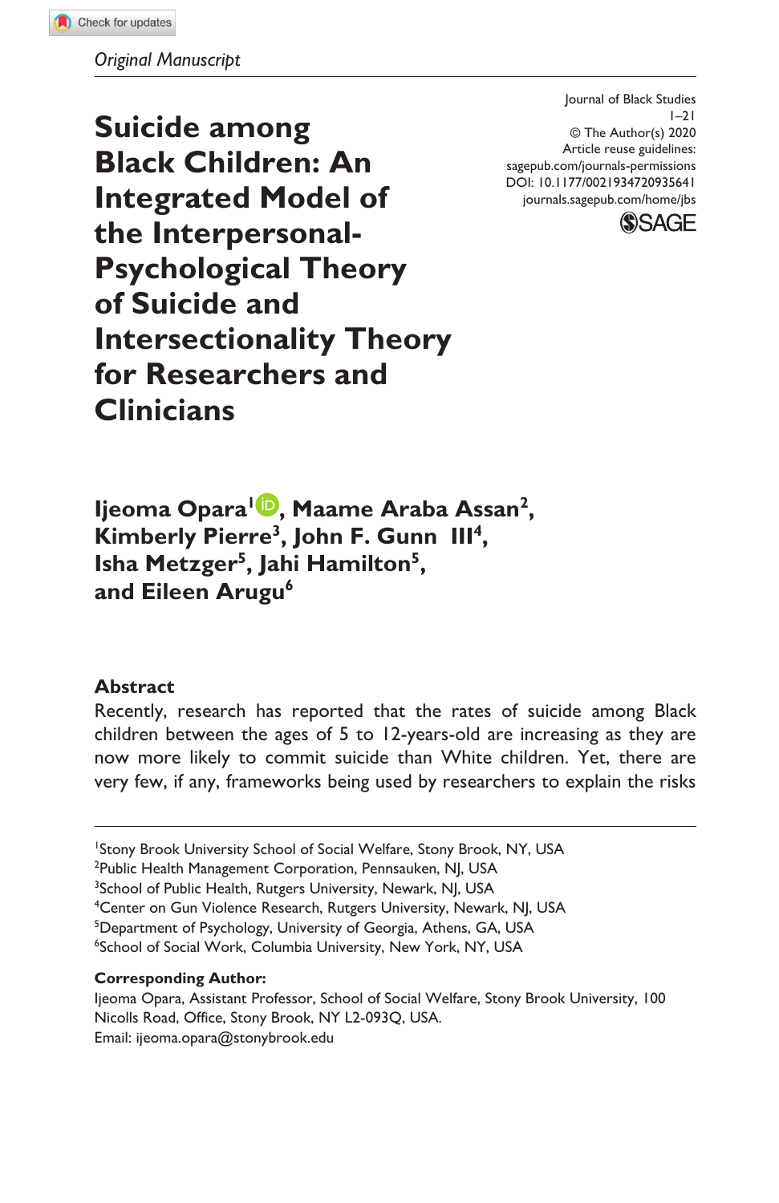*Original Manuscript*

Journal of Black Studies
1–21
© The Author(s) 2020
Article reuse guidelines:
sagepub.com/journals-permissions
DOI: 10.1177/0021934720935641
journals.sagepub.com/home/jbs

# Suicide among Black Children: An Integrated Model of the Interpersonal-Psychological Theory of Suicide and Intersectionality Theory for Researchers and Clinicians

**Ijeoma Opara[1], Maame Araba Assan[2], Kimberly Pierre[3], John F. Gunn III[4], Isha Metzger[5], Jahi Hamilton[5], and Eileen Arugu[6]**

## Abstract

Recently, research has reported that the rates of suicide among Black children between the ages of 5 to 12-years-old are increasing as they are now more likely to commit suicide than White children. Yet, there are very few, if any, frameworks being used by researchers to explain the risks

[1]Stony Brook University School of Social Welfare, Stony Brook, NY, USA
[2]Public Health Management Corporation, Pennsauken, NJ, USA
[3]School of Public Health, Rutgers University, Newark, NJ, USA
[4]Center on Gun Violence Research, Rutgers University, Newark, NJ, USA
[5]Department of Psychology, University of Georgia, Athens, GA, USA
[6]School of Social Work, Columbia University, New York, NY, USA

**Corresponding Author:**
Ijeoma Opara, Assistant Professor, School of Social Welfare, Stony Brook University, 100 Nicolls Road, Office, Stony Brook, NY L2-093Q, USA.
Email: ijeoma.opara@stonybrook.edu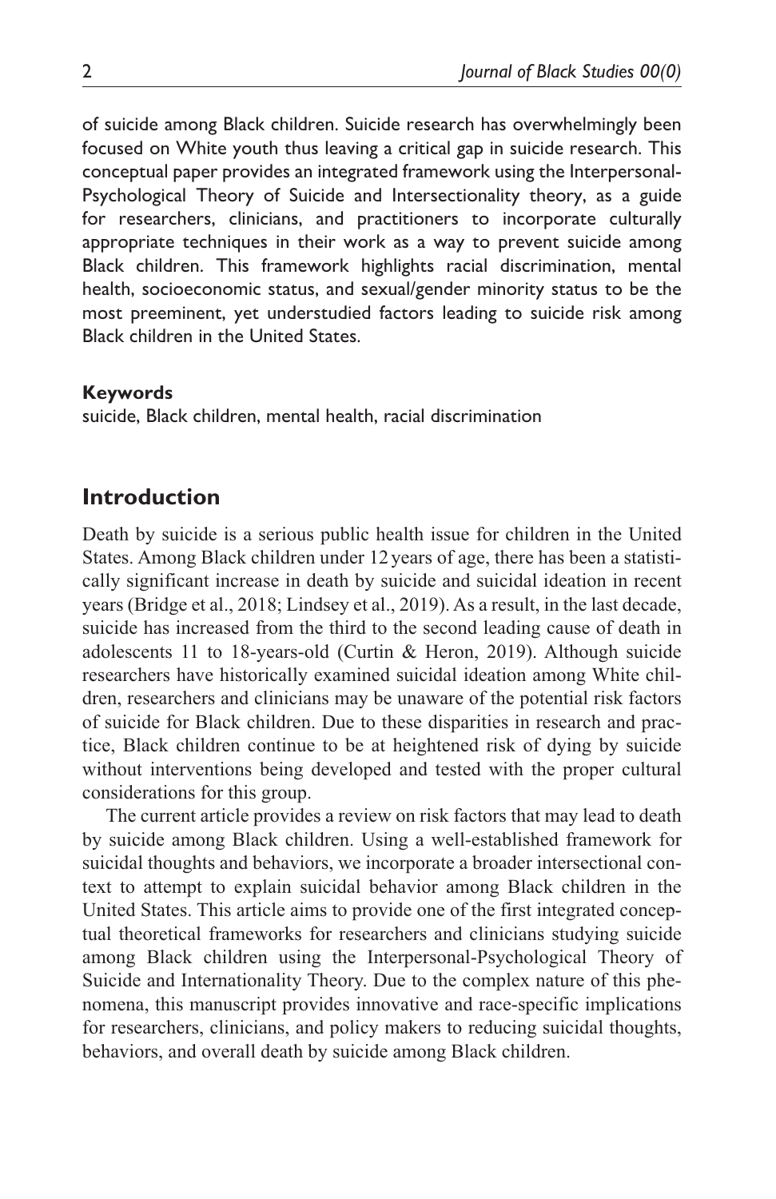of suicide among Black children. Suicide research has overwhelmingly been focused on White youth thus leaving a critical gap in suicide research. This conceptual paper provides an integrated framework using the Interpersonal-Psychological Theory of Suicide and Intersectionality theory, as a guide for researchers, clinicians, and practitioners to incorporate culturally appropriate techniques in their work as a way to prevent suicide among Black children. This framework highlights racial discrimination, mental health, socioeconomic status, and sexual/gender minority status to be the most preeminent, yet understudied factors leading to suicide risk among Black children in the United States.

**Keywords**

suicide, Black children, mental health, racial discrimination

## Introduction

Death by suicide is a serious public health issue for children in the United States. Among Black children under 12 years of age, there has been a statistically significant increase in death by suicide and suicidal ideation in recent years (Bridge et al., 2018; Lindsey et al., 2019). As a result, in the last decade, suicide has increased from the third to the second leading cause of death in adolescents 11 to 18-years-old (Curtin & Heron, 2019). Although suicide researchers have historically examined suicidal ideation among White children, researchers and clinicians may be unaware of the potential risk factors of suicide for Black children. Due to these disparities in research and practice, Black children continue to be at heightened risk of dying by suicide without interventions being developed and tested with the proper cultural considerations for this group.

The current article provides a review on risk factors that may lead to death by suicide among Black children. Using a well-established framework for suicidal thoughts and behaviors, we incorporate a broader intersectional context to attempt to explain suicidal behavior among Black children in the United States. This article aims to provide one of the first integrated conceptual theoretical frameworks for researchers and clinicians studying suicide among Black children using the Interpersonal-Psychological Theory of Suicide and Internationality Theory. Due to the complex nature of this phenomena, this manuscript provides innovative and race-specific implications for researchers, clinicians, and policy makers to reducing suicidal thoughts, behaviors, and overall death by suicide among Black children.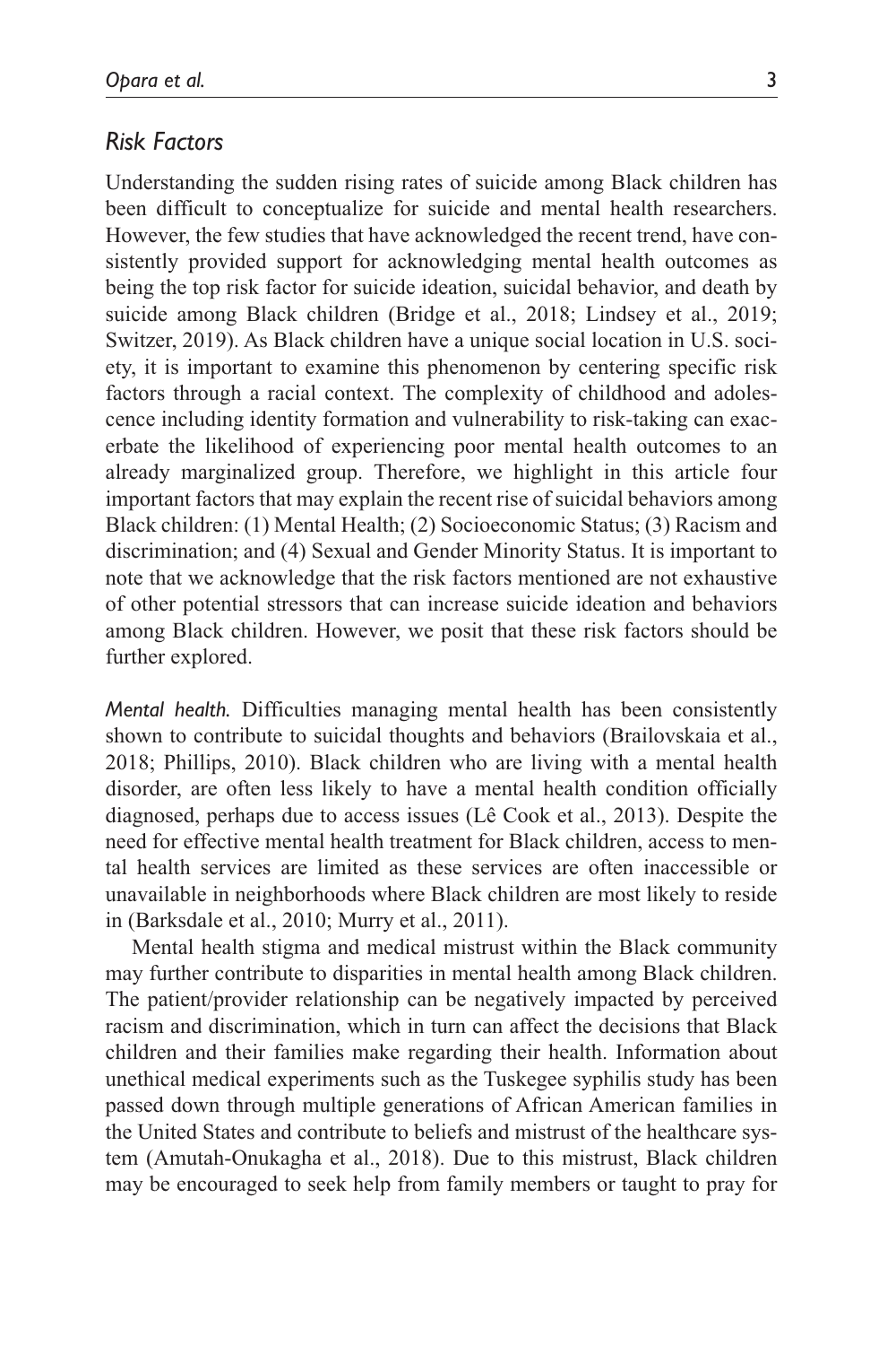### *Risk Factors*

Understanding the sudden rising rates of suicide among Black children has been difficult to conceptualize for suicide and mental health researchers. However, the few studies that have acknowledged the recent trend, have consistently provided support for acknowledging mental health outcomes as being the top risk factor for suicide ideation, suicidal behavior, and death by suicide among Black children (Bridge et al., 2018; Lindsey et al., 2019; Switzer, 2019). As Black children have a unique social location in U.S. society, it is important to examine this phenomenon by centering specific risk factors through a racial context. The complexity of childhood and adolescence including identity formation and vulnerability to risk-taking can exacerbate the likelihood of experiencing poor mental health outcomes to an already marginalized group. Therefore, we highlight in this article four important factors that may explain the recent rise of suicidal behaviors among Black children: (1) Mental Health; (2) Socioeconomic Status; (3) Racism and discrimination; and (4) Sexual and Gender Minority Status. It is important to note that we acknowledge that the risk factors mentioned are not exhaustive of other potential stressors that can increase suicide ideation and behaviors among Black children. However, we posit that these risk factors should be further explored.

*Mental health.* Difficulties managing mental health has been consistently shown to contribute to suicidal thoughts and behaviors (Brailovskaia et al., 2018; Phillips, 2010). Black children who are living with a mental health disorder, are often less likely to have a mental health condition officially diagnosed, perhaps due to access issues (Lê Cook et al., 2013). Despite the need for effective mental health treatment for Black children, access to mental health services are limited as these services are often inaccessible or unavailable in neighborhoods where Black children are most likely to reside in (Barksdale et al., 2010; Murry et al., 2011).

Mental health stigma and medical mistrust within the Black community may further contribute to disparities in mental health among Black children. The patient/provider relationship can be negatively impacted by perceived racism and discrimination, which in turn can affect the decisions that Black children and their families make regarding their health. Information about unethical medical experiments such as the Tuskegee syphilis study has been passed down through multiple generations of African American families in the United States and contribute to beliefs and mistrust of the healthcare system (Amutah-Onukagha et al., 2018). Due to this mistrust, Black children may be encouraged to seek help from family members or taught to pray for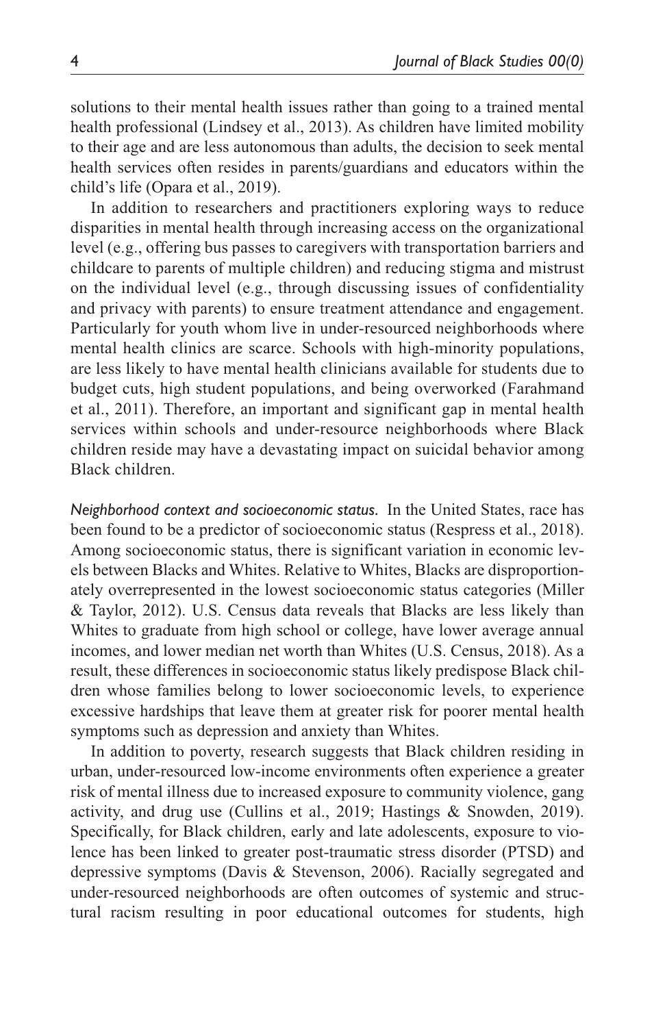solutions to their mental health issues rather than going to a trained mental health professional (Lindsey et al., 2013). As children have limited mobility to their age and are less autonomous than adults, the decision to seek mental health services often resides in parents/guardians and educators within the child's life (Opara et al., 2019).

In addition to researchers and practitioners exploring ways to reduce disparities in mental health through increasing access on the organizational level (e.g., offering bus passes to caregivers with transportation barriers and childcare to parents of multiple children) and reducing stigma and mistrust on the individual level (e.g., through discussing issues of confidentiality and privacy with parents) to ensure treatment attendance and engagement. Particularly for youth whom live in under-resourced neighborhoods where mental health clinics are scarce. Schools with high-minority populations, are less likely to have mental health clinicians available for students due to budget cuts, high student populations, and being overworked (Farahmand et al., 2011). Therefore, an important and significant gap in mental health services within schools and under-resource neighborhoods where Black children reside may have a devastating impact on suicidal behavior among Black children.

*Neighborhood context and socioeconomic status.* In the United States, race has been found to be a predictor of socioeconomic status (Respress et al., 2018). Among socioeconomic status, there is significant variation in economic levels between Blacks and Whites. Relative to Whites, Blacks are disproportionately overrepresented in the lowest socioeconomic status categories (Miller & Taylor, 2012). U.S. Census data reveals that Blacks are less likely than Whites to graduate from high school or college, have lower average annual incomes, and lower median net worth than Whites (U.S. Census, 2018). As a result, these differences in socioeconomic status likely predispose Black children whose families belong to lower socioeconomic levels, to experience excessive hardships that leave them at greater risk for poorer mental health symptoms such as depression and anxiety than Whites.

In addition to poverty, research suggests that Black children residing in urban, under-resourced low-income environments often experience a greater risk of mental illness due to increased exposure to community violence, gang activity, and drug use (Cullins et al., 2019; Hastings & Snowden, 2019). Specifically, for Black children, early and late adolescents, exposure to violence has been linked to greater post-traumatic stress disorder (PTSD) and depressive symptoms (Davis & Stevenson, 2006). Racially segregated and under-resourced neighborhoods are often outcomes of systemic and structural racism resulting in poor educational outcomes for students, high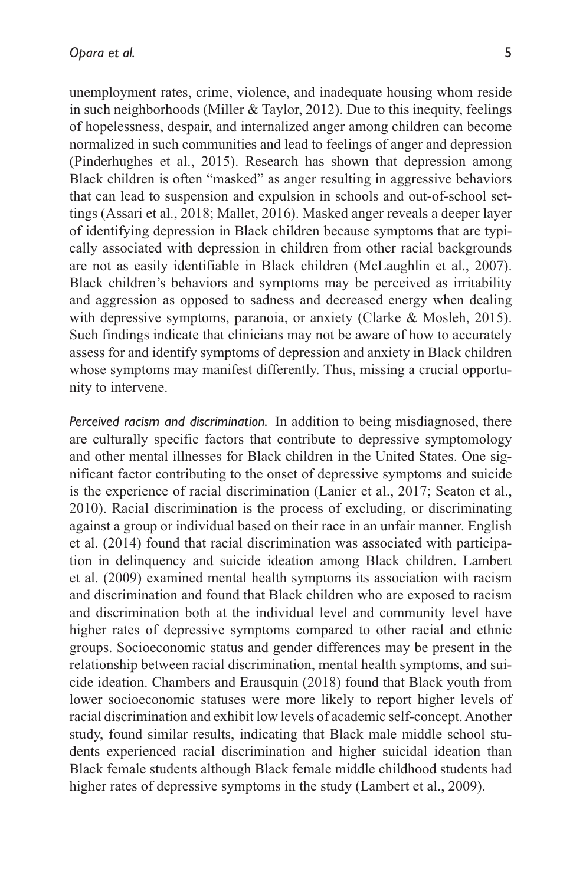unemployment rates, crime, violence, and inadequate housing whom reside in such neighborhoods (Miller & Taylor, 2012). Due to this inequity, feelings of hopelessness, despair, and internalized anger among children can become normalized in such communities and lead to feelings of anger and depression (Pinderhughes et al., 2015). Research has shown that depression among Black children is often "masked" as anger resulting in aggressive behaviors that can lead to suspension and expulsion in schools and out-of-school settings (Assari et al., 2018; Mallet, 2016). Masked anger reveals a deeper layer of identifying depression in Black children because symptoms that are typically associated with depression in children from other racial backgrounds are not as easily identifiable in Black children (McLaughlin et al., 2007). Black children's behaviors and symptoms may be perceived as irritability and aggression as opposed to sadness and decreased energy when dealing with depressive symptoms, paranoia, or anxiety (Clarke & Mosleh, 2015). Such findings indicate that clinicians may not be aware of how to accurately assess for and identify symptoms of depression and anxiety in Black children whose symptoms may manifest differently. Thus, missing a crucial opportunity to intervene.

*Perceived racism and discrimination.* In addition to being misdiagnosed, there are culturally specific factors that contribute to depressive symptomology and other mental illnesses for Black children in the United States. One significant factor contributing to the onset of depressive symptoms and suicide is the experience of racial discrimination (Lanier et al., 2017; Seaton et al., 2010). Racial discrimination is the process of excluding, or discriminating against a group or individual based on their race in an unfair manner. English et al. (2014) found that racial discrimination was associated with participation in delinquency and suicide ideation among Black children. Lambert et al. (2009) examined mental health symptoms its association with racism and discrimination and found that Black children who are exposed to racism and discrimination both at the individual level and community level have higher rates of depressive symptoms compared to other racial and ethnic groups. Socioeconomic status and gender differences may be present in the relationship between racial discrimination, mental health symptoms, and suicide ideation. Chambers and Erausquin (2018) found that Black youth from lower socioeconomic statuses were more likely to report higher levels of racial discrimination and exhibit low levels of academic self-concept. Another study, found similar results, indicating that Black male middle school students experienced racial discrimination and higher suicidal ideation than Black female students although Black female middle childhood students had higher rates of depressive symptoms in the study (Lambert et al., 2009).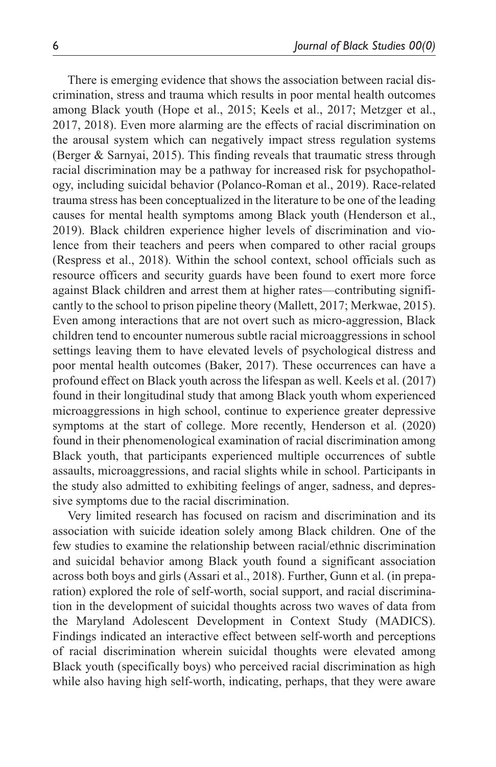There is emerging evidence that shows the association between racial discrimination, stress and trauma which results in poor mental health outcomes among Black youth (Hope et al., 2015; Keels et al., 2017; Metzger et al., 2017, 2018). Even more alarming are the effects of racial discrimination on the arousal system which can negatively impact stress regulation systems (Berger & Sarnyai, 2015). This finding reveals that traumatic stress through racial discrimination may be a pathway for increased risk for psychopathology, including suicidal behavior (Polanco-Roman et al., 2019). Race-related trauma stress has been conceptualized in the literature to be one of the leading causes for mental health symptoms among Black youth (Henderson et al., 2019). Black children experience higher levels of discrimination and violence from their teachers and peers when compared to other racial groups (Respress et al., 2018). Within the school context, school officials such as resource officers and security guards have been found to exert more force against Black children and arrest them at higher rates—contributing significantly to the school to prison pipeline theory (Mallett, 2017; Merkwae, 2015). Even among interactions that are not overt such as micro-aggression, Black children tend to encounter numerous subtle racial microaggressions in school settings leaving them to have elevated levels of psychological distress and poor mental health outcomes (Baker, 2017). These occurrences can have a profound effect on Black youth across the lifespan as well. Keels et al. (2017) found in their longitudinal study that among Black youth whom experienced microaggressions in high school, continue to experience greater depressive symptoms at the start of college. More recently, Henderson et al. (2020) found in their phenomenological examination of racial discrimination among Black youth, that participants experienced multiple occurrences of subtle assaults, microaggressions, and racial slights while in school. Participants in the study also admitted to exhibiting feelings of anger, sadness, and depressive symptoms due to the racial discrimination.

Very limited research has focused on racism and discrimination and its association with suicide ideation solely among Black children. One of the few studies to examine the relationship between racial/ethnic discrimination and suicidal behavior among Black youth found a significant association across both boys and girls (Assari et al., 2018). Further, Gunn et al. (in preparation) explored the role of self-worth, social support, and racial discrimination in the development of suicidal thoughts across two waves of data from the Maryland Adolescent Development in Context Study (MADICS). Findings indicated an interactive effect between self-worth and perceptions of racial discrimination wherein suicidal thoughts were elevated among Black youth (specifically boys) who perceived racial discrimination as high while also having high self-worth, indicating, perhaps, that they were aware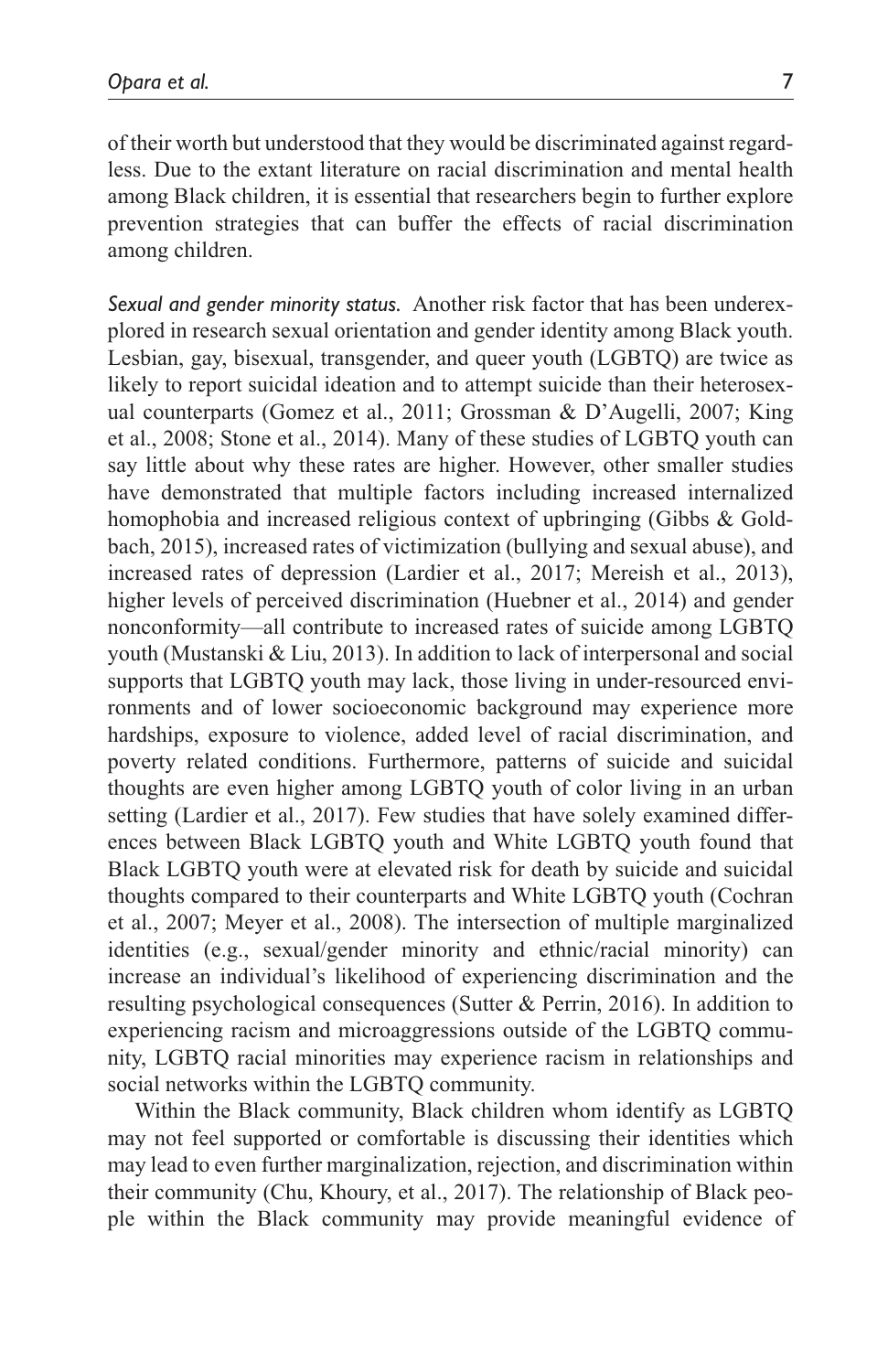of their worth but understood that they would be discriminated against regardless. Due to the extant literature on racial discrimination and mental health among Black children, it is essential that researchers begin to further explore prevention strategies that can buffer the effects of racial discrimination among children.

*Sexual and gender minority status.* Another risk factor that has been underexplored in research sexual orientation and gender identity among Black youth. Lesbian, gay, bisexual, transgender, and queer youth (LGBTQ) are twice as likely to report suicidal ideation and to attempt suicide than their heterosexual counterparts (Gomez et al., 2011; Grossman & D'Augelli, 2007; King et al., 2008; Stone et al., 2014). Many of these studies of LGBTQ youth can say little about why these rates are higher. However, other smaller studies have demonstrated that multiple factors including increased internalized homophobia and increased religious context of upbringing (Gibbs & Goldbach, 2015), increased rates of victimization (bullying and sexual abuse), and increased rates of depression (Lardier et al., 2017; Mereish et al., 2013), higher levels of perceived discrimination (Huebner et al., 2014) and gender nonconformity—all contribute to increased rates of suicide among LGBTQ youth (Mustanski & Liu, 2013). In addition to lack of interpersonal and social supports that LGBTQ youth may lack, those living in under-resourced environments and of lower socioeconomic background may experience more hardships, exposure to violence, added level of racial discrimination, and poverty related conditions. Furthermore, patterns of suicide and suicidal thoughts are even higher among LGBTQ youth of color living in an urban setting (Lardier et al., 2017). Few studies that have solely examined differences between Black LGBTQ youth and White LGBTQ youth found that Black LGBTQ youth were at elevated risk for death by suicide and suicidal thoughts compared to their counterparts and White LGBTQ youth (Cochran et al., 2007; Meyer et al., 2008). The intersection of multiple marginalized identities (e.g., sexual/gender minority and ethnic/racial minority) can increase an individual's likelihood of experiencing discrimination and the resulting psychological consequences (Sutter & Perrin, 2016). In addition to experiencing racism and microaggressions outside of the LGBTQ community, LGBTQ racial minorities may experience racism in relationships and social networks within the LGBTQ community.

Within the Black community, Black children whom identify as LGBTQ may not feel supported or comfortable is discussing their identities which may lead to even further marginalization, rejection, and discrimination within their community (Chu, Khoury, et al., 2017). The relationship of Black people within the Black community may provide meaningful evidence of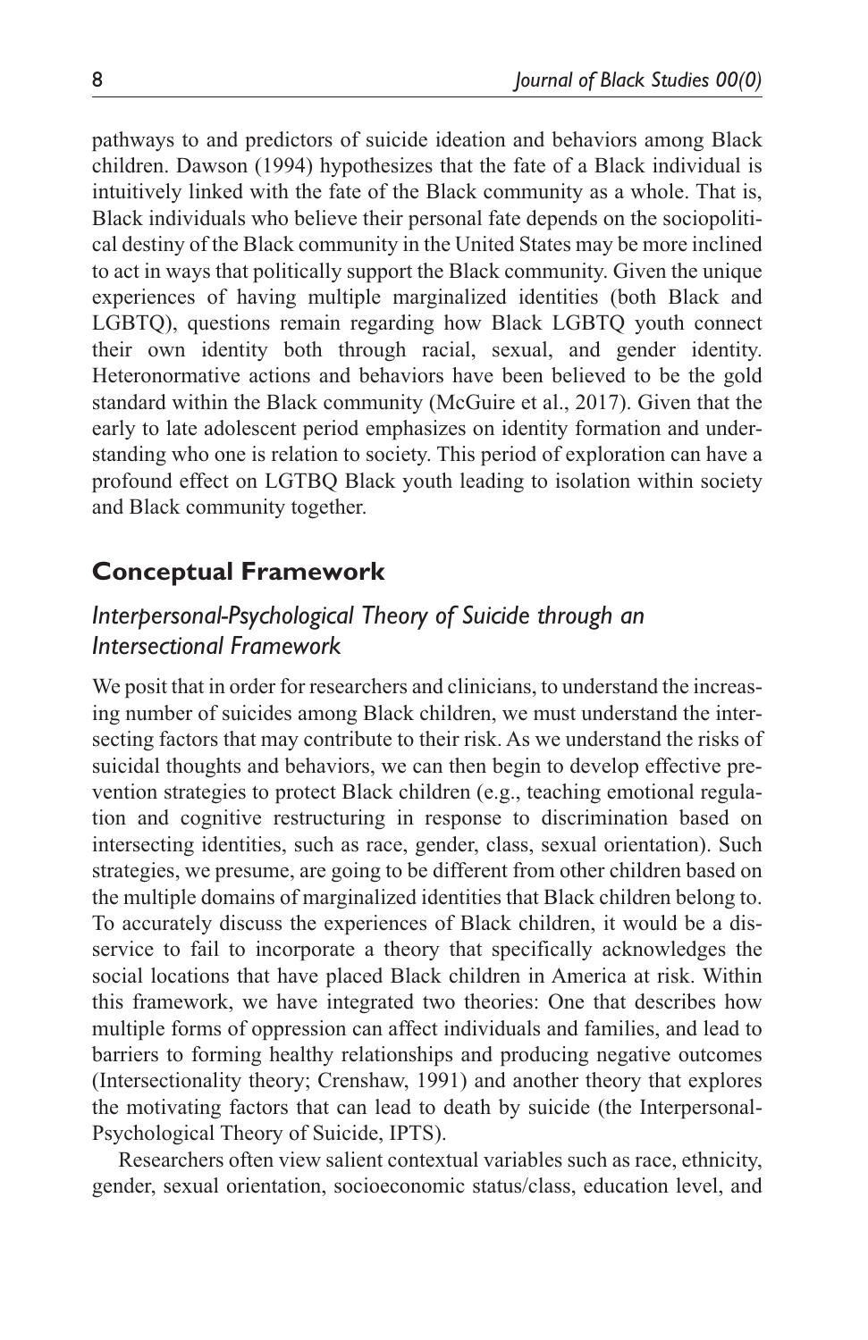pathways to and predictors of suicide ideation and behaviors among Black children. Dawson (1994) hypothesizes that the fate of a Black individual is intuitively linked with the fate of the Black community as a whole. That is, Black individuals who believe their personal fate depends on the sociopolitical destiny of the Black community in the United States may be more inclined to act in ways that politically support the Black community. Given the unique experiences of having multiple marginalized identities (both Black and LGBTQ), questions remain regarding how Black LGBTQ youth connect their own identity both through racial, sexual, and gender identity. Heteronormative actions and behaviors have been believed to be the gold standard within the Black community (McGuire et al., 2017). Given that the early to late adolescent period emphasizes on identity formation and understanding who one is relation to society. This period of exploration can have a profound effect on LGTBQ Black youth leading to isolation within society and Black community together.

## Conceptual Framework

### *Interpersonal-Psychological Theory of Suicide through an Intersectional Framework*

We posit that in order for researchers and clinicians, to understand the increasing number of suicides among Black children, we must understand the intersecting factors that may contribute to their risk. As we understand the risks of suicidal thoughts and behaviors, we can then begin to develop effective prevention strategies to protect Black children (e.g., teaching emotional regulation and cognitive restructuring in response to discrimination based on intersecting identities, such as race, gender, class, sexual orientation). Such strategies, we presume, are going to be different from other children based on the multiple domains of marginalized identities that Black children belong to. To accurately discuss the experiences of Black children, it would be a disservice to fail to incorporate a theory that specifically acknowledges the social locations that have placed Black children in America at risk. Within this framework, we have integrated two theories: One that describes how multiple forms of oppression can affect individuals and families, and lead to barriers to forming healthy relationships and producing negative outcomes (Intersectionality theory; Crenshaw, 1991) and another theory that explores the motivating factors that can lead to death by suicide (the Interpersonal-Psychological Theory of Suicide, IPTS).

Researchers often view salient contextual variables such as race, ethnicity, gender, sexual orientation, socioeconomic status/class, education level, and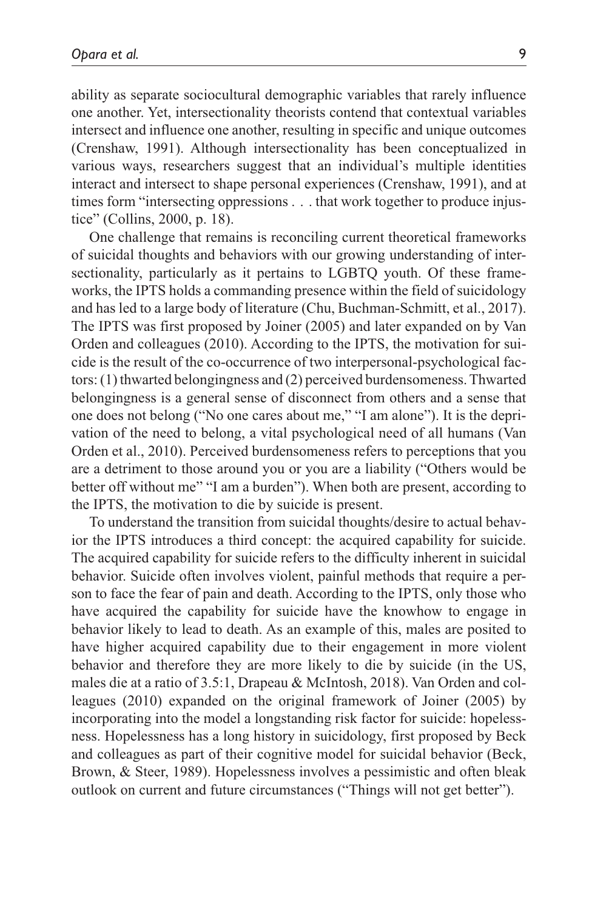ability as separate sociocultural demographic variables that rarely influence one another. Yet, intersectionality theorists contend that contextual variables intersect and influence one another, resulting in specific and unique outcomes (Crenshaw, 1991). Although intersectionality has been conceptualized in various ways, researchers suggest that an individual's multiple identities interact and intersect to shape personal experiences (Crenshaw, 1991), and at times form "intersecting oppressions . . . that work together to produce injustice" (Collins, 2000, p. 18).

One challenge that remains is reconciling current theoretical frameworks of suicidal thoughts and behaviors with our growing understanding of intersectionality, particularly as it pertains to LGBTQ youth. Of these frameworks, the IPTS holds a commanding presence within the field of suicidology and has led to a large body of literature (Chu, Buchman-Schmitt, et al., 2017). The IPTS was first proposed by Joiner (2005) and later expanded on by Van Orden and colleagues (2010). According to the IPTS, the motivation for suicide is the result of the co-occurrence of two interpersonal-psychological factors: (1) thwarted belongingness and (2) perceived burdensomeness. Thwarted belongingness is a general sense of disconnect from others and a sense that one does not belong ("No one cares about me," "I am alone"). It is the deprivation of the need to belong, a vital psychological need of all humans (Van Orden et al., 2010). Perceived burdensomeness refers to perceptions that you are a detriment to those around you or you are a liability ("Others would be better off without me" "I am a burden"). When both are present, according to the IPTS, the motivation to die by suicide is present.

To understand the transition from suicidal thoughts/desire to actual behavior the IPTS introduces a third concept: the acquired capability for suicide. The acquired capability for suicide refers to the difficulty inherent in suicidal behavior. Suicide often involves violent, painful methods that require a person to face the fear of pain and death. According to the IPTS, only those who have acquired the capability for suicide have the knowhow to engage in behavior likely to lead to death. As an example of this, males are posited to have higher acquired capability due to their engagement in more violent behavior and therefore they are more likely to die by suicide (in the US, males die at a ratio of 3.5:1, Drapeau & McIntosh, 2018). Van Orden and colleagues (2010) expanded on the original framework of Joiner (2005) by incorporating into the model a longstanding risk factor for suicide: hopelessness. Hopelessness has a long history in suicidology, first proposed by Beck and colleagues as part of their cognitive model for suicidal behavior (Beck, Brown, & Steer, 1989). Hopelessness involves a pessimistic and often bleak outlook on current and future circumstances ("Things will not get better").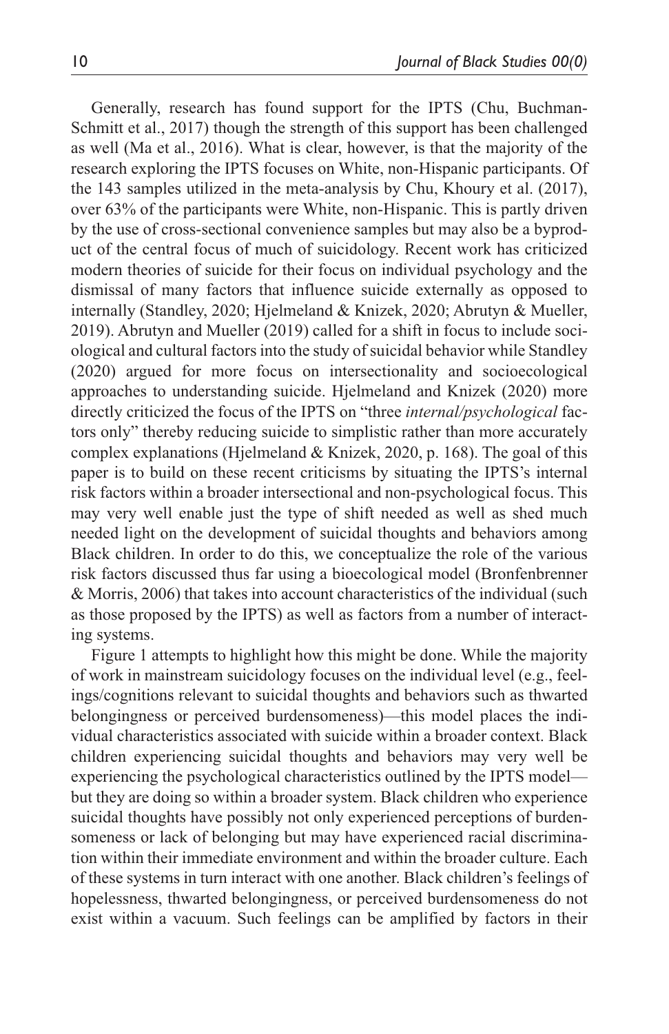Generally, research has found support for the IPTS (Chu, Buchman-Schmitt et al., 2017) though the strength of this support has been challenged as well (Ma et al., 2016). What is clear, however, is that the majority of the research exploring the IPTS focuses on White, non-Hispanic participants. Of the 143 samples utilized in the meta-analysis by Chu, Khoury et al. (2017), over 63% of the participants were White, non-Hispanic. This is partly driven by the use of cross-sectional convenience samples but may also be a byproduct of the central focus of much of suicidology. Recent work has criticized modern theories of suicide for their focus on individual psychology and the dismissal of many factors that influence suicide externally as opposed to internally (Standley, 2020; Hjelmeland & Knizek, 2020; Abrutyn & Mueller, 2019). Abrutyn and Mueller (2019) called for a shift in focus to include sociological and cultural factors into the study of suicidal behavior while Standley (2020) argued for more focus on intersectionality and socioecological approaches to understanding suicide. Hjelmeland and Knizek (2020) more directly criticized the focus of the IPTS on "three *internal/psychological* factors only" thereby reducing suicide to simplistic rather than more accurately complex explanations (Hjelmeland & Knizek, 2020, p. 168). The goal of this paper is to build on these recent criticisms by situating the IPTS's internal risk factors within a broader intersectional and non-psychological focus. This may very well enable just the type of shift needed as well as shed much needed light on the development of suicidal thoughts and behaviors among Black children. In order to do this, we conceptualize the role of the various risk factors discussed thus far using a bioecological model (Bronfenbrenner & Morris, 2006) that takes into account characteristics of the individual (such as those proposed by the IPTS) as well as factors from a number of interacting systems.

Figure 1 attempts to highlight how this might be done. While the majority of work in mainstream suicidology focuses on the individual level (e.g., feelings/cognitions relevant to suicidal thoughts and behaviors such as thwarted belongingness or perceived burdensomeness)—this model places the individual characteristics associated with suicide within a broader context. Black children experiencing suicidal thoughts and behaviors may very well be experiencing the psychological characteristics outlined by the IPTS model—but they are doing so within a broader system. Black children who experience suicidal thoughts have possibly not only experienced perceptions of burdensomeness or lack of belonging but may have experienced racial discrimination within their immediate environment and within the broader culture. Each of these systems in turn interact with one another. Black children's feelings of hopelessness, thwarted belongingness, or perceived burdensomeness do not exist within a vacuum. Such feelings can be amplified by factors in their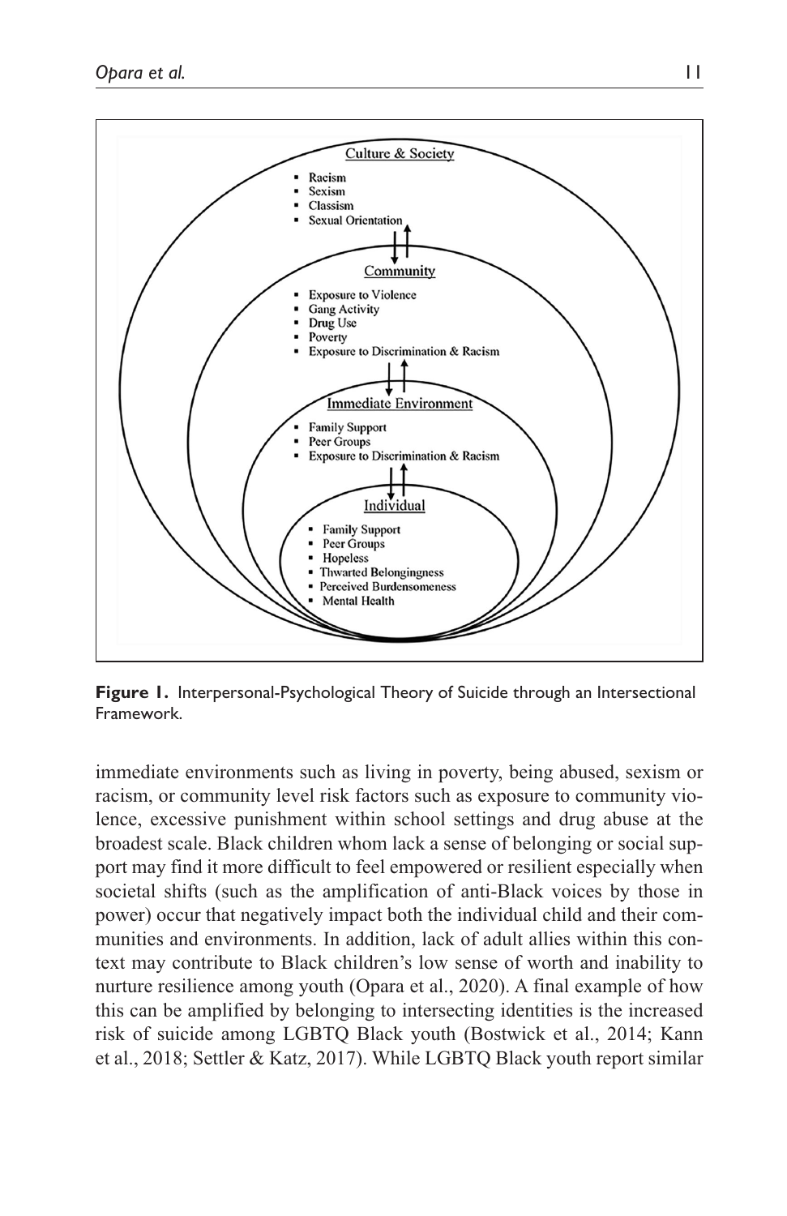**Culture & Society**

- Racism
- Sexism
- Classism
- Sexual Orientation

**Community**

- Exposure to Violence
- Gang Activity
- Drug Use
- Poverty
- Exposure to Discrimination & Racism

**Immediate Environment**

- Family Support
- Peer Groups
- Exposure to Discrimination & Racism

**Individual**

- Family Support
- Peer Groups
- Hopeless
- Thwarted Belongingness
- Perceived Burdensomeness
- Mental Health

**Figure 1.** Interpersonal-Psychological Theory of Suicide through an Intersectional Framework.

immediate environments such as living in poverty, being abused, sexism or racism, or community level risk factors such as exposure to community violence, excessive punishment within school settings and drug abuse at the broadest scale. Black children whom lack a sense of belonging or social support may find it more difficult to feel empowered or resilient especially when societal shifts (such as the amplification of anti-Black voices by those in power) occur that negatively impact both the individual child and their communities and environments. In addition, lack of adult allies within this context may contribute to Black children's low sense of worth and inability to nurture resilience among youth (Opara et al., 2020). A final example of how this can be amplified by belonging to intersecting identities is the increased risk of suicide among LGBTQ Black youth (Bostwick et al., 2014; Kann et al., 2018; Settler & Katz, 2017). While LGBTQ Black youth report similar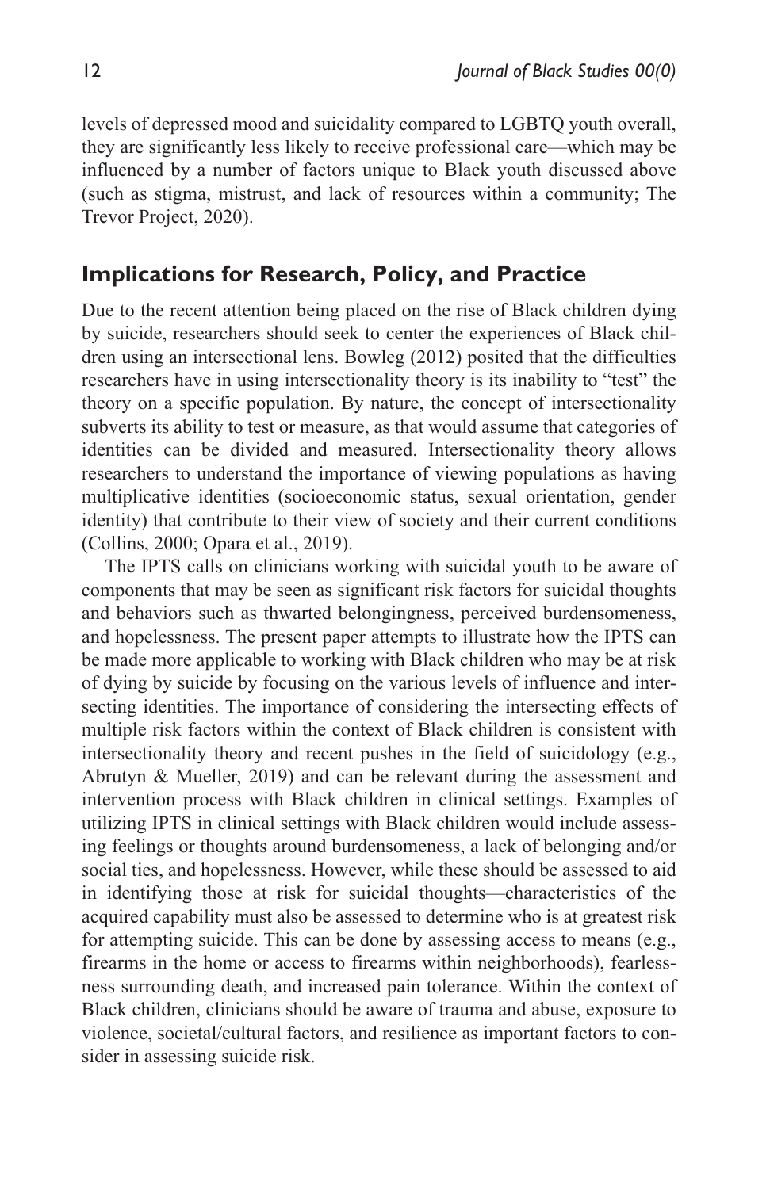levels of depressed mood and suicidality compared to LGBTQ youth overall, they are significantly less likely to receive professional care—which may be influenced by a number of factors unique to Black youth discussed above (such as stigma, mistrust, and lack of resources within a community; The Trevor Project, 2020).

## Implications for Research, Policy, and Practice

Due to the recent attention being placed on the rise of Black children dying by suicide, researchers should seek to center the experiences of Black children using an intersectional lens. Bowleg (2012) posited that the difficulties researchers have in using intersectionality theory is its inability to "test" the theory on a specific population. By nature, the concept of intersectionality subverts its ability to test or measure, as that would assume that categories of identities can be divided and measured. Intersectionality theory allows researchers to understand the importance of viewing populations as having multiplicative identities (socioeconomic status, sexual orientation, gender identity) that contribute to their view of society and their current conditions (Collins, 2000; Opara et al., 2019).

The IPTS calls on clinicians working with suicidal youth to be aware of components that may be seen as significant risk factors for suicidal thoughts and behaviors such as thwarted belongingness, perceived burdensomeness, and hopelessness. The present paper attempts to illustrate how the IPTS can be made more applicable to working with Black children who may be at risk of dying by suicide by focusing on the various levels of influence and intersecting identities. The importance of considering the intersecting effects of multiple risk factors within the context of Black children is consistent with intersectionality theory and recent pushes in the field of suicidology (e.g., Abrutyn & Mueller, 2019) and can be relevant during the assessment and intervention process with Black children in clinical settings. Examples of utilizing IPTS in clinical settings with Black children would include assessing feelings or thoughts around burdensomeness, a lack of belonging and/or social ties, and hopelessness. However, while these should be assessed to aid in identifying those at risk for suicidal thoughts—characteristics of the acquired capability must also be assessed to determine who is at greatest risk for attempting suicide. This can be done by assessing access to means (e.g., firearms in the home or access to firearms within neighborhoods), fearlessness surrounding death, and increased pain tolerance. Within the context of Black children, clinicians should be aware of trauma and abuse, exposure to violence, societal/cultural factors, and resilience as important factors to consider in assessing suicide risk.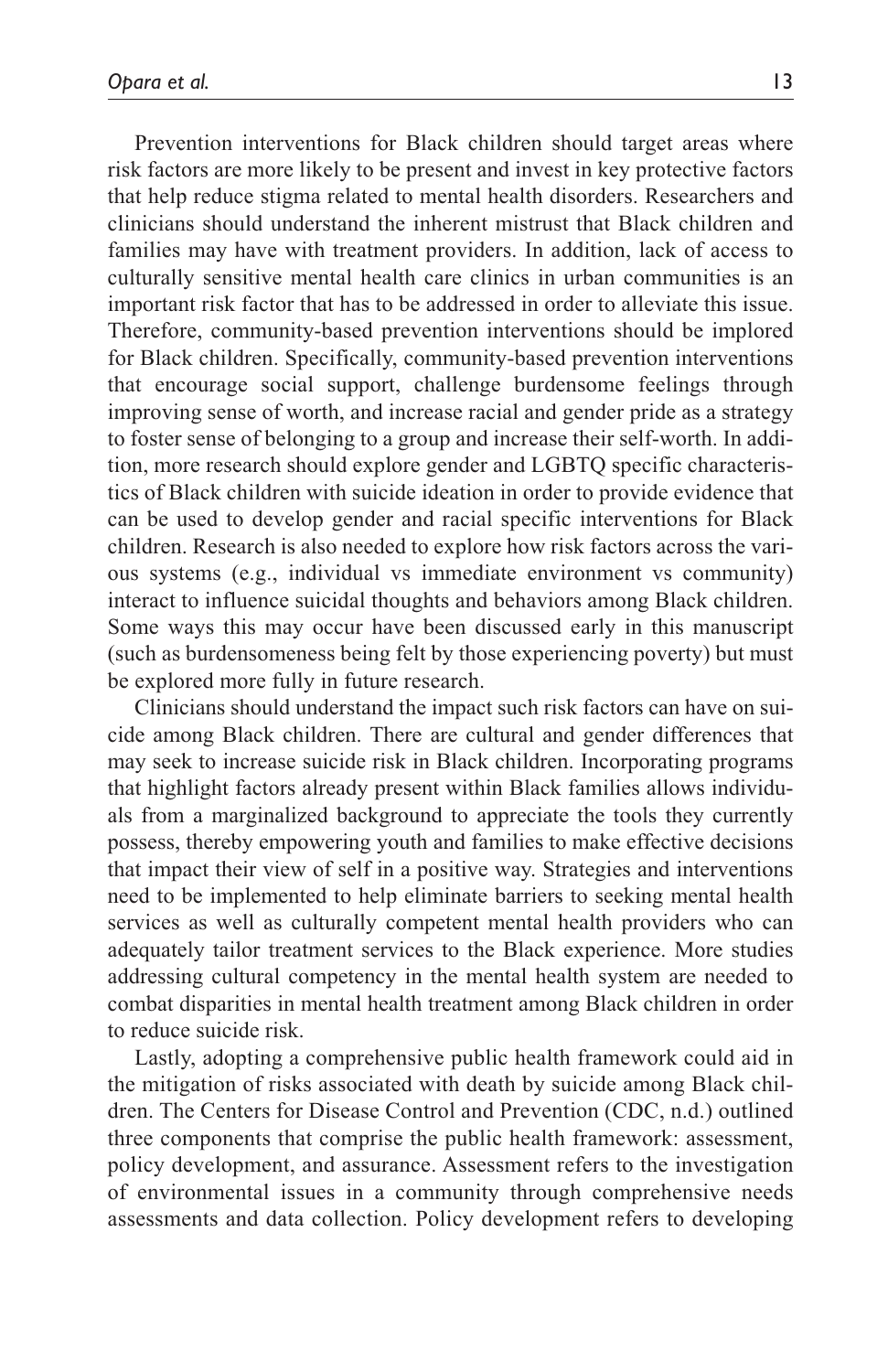Prevention interventions for Black children should target areas where risk factors are more likely to be present and invest in key protective factors that help reduce stigma related to mental health disorders. Researchers and clinicians should understand the inherent mistrust that Black children and families may have with treatment providers. In addition, lack of access to culturally sensitive mental health care clinics in urban communities is an important risk factor that has to be addressed in order to alleviate this issue. Therefore, community-based prevention interventions should be implored for Black children. Specifically, community-based prevention interventions that encourage social support, challenge burdensome feelings through improving sense of worth, and increase racial and gender pride as a strategy to foster sense of belonging to a group and increase their self-worth. In addition, more research should explore gender and LGBTQ specific characteristics of Black children with suicide ideation in order to provide evidence that can be used to develop gender and racial specific interventions for Black children. Research is also needed to explore how risk factors across the various systems (e.g., individual vs immediate environment vs community) interact to influence suicidal thoughts and behaviors among Black children. Some ways this may occur have been discussed early in this manuscript (such as burdensomeness being felt by those experiencing poverty) but must be explored more fully in future research.

Clinicians should understand the impact such risk factors can have on suicide among Black children. There are cultural and gender differences that may seek to increase suicide risk in Black children. Incorporating programs that highlight factors already present within Black families allows individuals from a marginalized background to appreciate the tools they currently possess, thereby empowering youth and families to make effective decisions that impact their view of self in a positive way. Strategies and interventions need to be implemented to help eliminate barriers to seeking mental health services as well as culturally competent mental health providers who can adequately tailor treatment services to the Black experience. More studies addressing cultural competency in the mental health system are needed to combat disparities in mental health treatment among Black children in order to reduce suicide risk.

Lastly, adopting a comprehensive public health framework could aid in the mitigation of risks associated with death by suicide among Black children. The Centers for Disease Control and Prevention (CDC, n.d.) outlined three components that comprise the public health framework: assessment, policy development, and assurance. Assessment refers to the investigation of environmental issues in a community through comprehensive needs assessments and data collection. Policy development refers to developing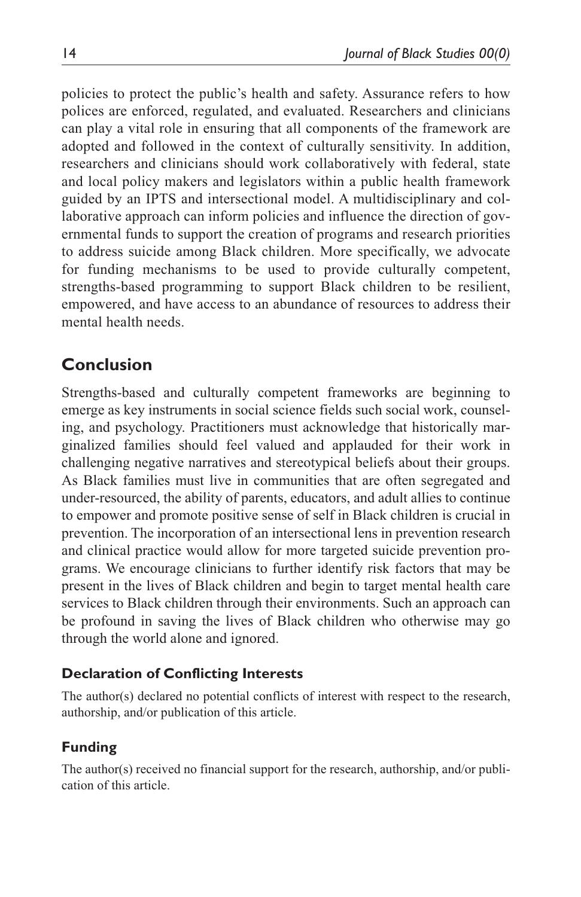policies to protect the public's health and safety. Assurance refers to how polices are enforced, regulated, and evaluated. Researchers and clinicians can play a vital role in ensuring that all components of the framework are adopted and followed in the context of culturally sensitivity. In addition, researchers and clinicians should work collaboratively with federal, state and local policy makers and legislators within a public health framework guided by an IPTS and intersectional model. A multidisciplinary and collaborative approach can inform policies and influence the direction of governmental funds to support the creation of programs and research priorities to address suicide among Black children. More specifically, we advocate for funding mechanisms to be used to provide culturally competent, strengths-based programming to support Black children to be resilient, empowered, and have access to an abundance of resources to address their mental health needs.

## Conclusion

Strengths-based and culturally competent frameworks are beginning to emerge as key instruments in social science fields such social work, counseling, and psychology. Practitioners must acknowledge that historically marginalized families should feel valued and applauded for their work in challenging negative narratives and stereotypical beliefs about their groups. As Black families must live in communities that are often segregated and under-resourced, the ability of parents, educators, and adult allies to continue to empower and promote positive sense of self in Black children is crucial in prevention. The incorporation of an intersectional lens in prevention research and clinical practice would allow for more targeted suicide prevention programs. We encourage clinicians to further identify risk factors that may be present in the lives of Black children and begin to target mental health care services to Black children through their environments. Such an approach can be profound in saving the lives of Black children who otherwise may go through the world alone and ignored.

### Declaration of Conflicting Interests

The author(s) declared no potential conflicts of interest with respect to the research, authorship, and/or publication of this article.

### Funding

The author(s) received no financial support for the research, authorship, and/or publication of this article.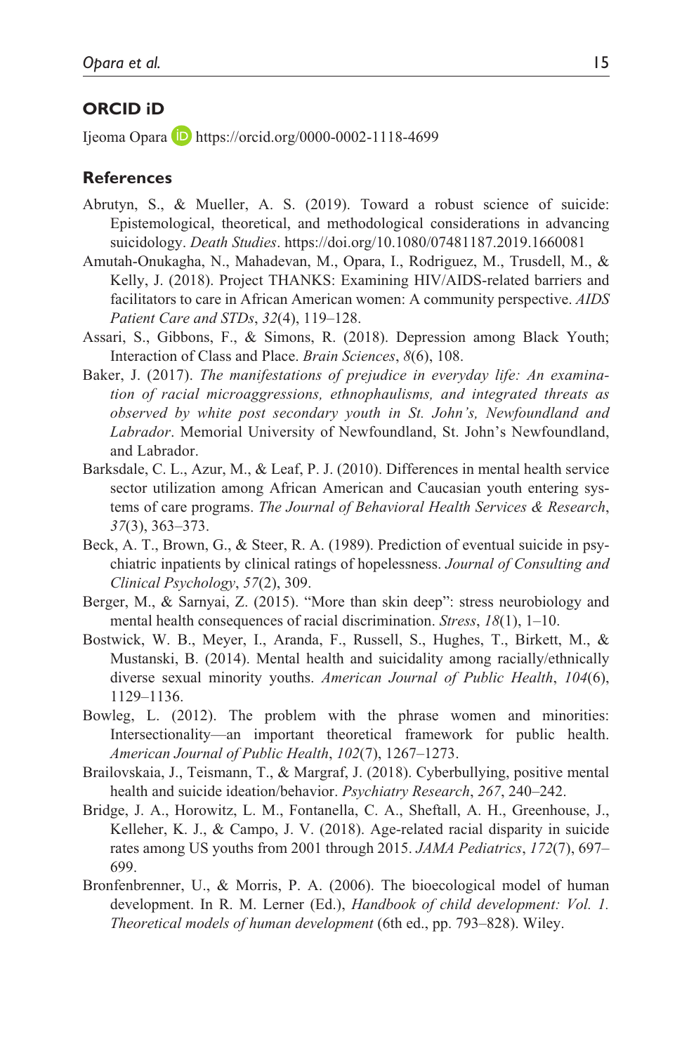## ORCID iD

Ijeoma Opara https://orcid.org/0000-0002-1118-4699

## References

Abrutyn, S., & Mueller, A. S. (2019). Toward a robust science of suicide: Epistemological, theoretical, and methodological considerations in advancing suicidology. *Death Studies*. https://doi.org/10.1080/07481187.2019.1660081

Amutah-Onukagha, N., Mahadevan, M., Opara, I., Rodriguez, M., Trusdell, M., & Kelly, J. (2018). Project THANKS: Examining HIV/AIDS-related barriers and facilitators to care in African American women: A community perspective. *AIDS Patient Care and STDs*, *32*(4), 119–128.

Assari, S., Gibbons, F., & Simons, R. (2018). Depression among Black Youth; Interaction of Class and Place. *Brain Sciences*, *8*(6), 108.

Baker, J. (2017). *The manifestations of prejudice in everyday life: An examination of racial microaggressions, ethnophaulisms, and integrated threats as observed by white post secondary youth in St. John's, Newfoundland and Labrador*. Memorial University of Newfoundland, St. John's Newfoundland, and Labrador.

Barksdale, C. L., Azur, M., & Leaf, P. J. (2010). Differences in mental health service sector utilization among African American and Caucasian youth entering systems of care programs. *The Journal of Behavioral Health Services & Research*, *37*(3), 363–373.

Beck, A. T., Brown, G., & Steer, R. A. (1989). Prediction of eventual suicide in psychiatric inpatients by clinical ratings of hopelessness. *Journal of Consulting and Clinical Psychology*, *57*(2), 309.

Berger, M., & Sarnyai, Z. (2015). "More than skin deep": stress neurobiology and mental health consequences of racial discrimination. *Stress*, *18*(1), 1–10.

Bostwick, W. B., Meyer, I., Aranda, F., Russell, S., Hughes, T., Birkett, M., & Mustanski, B. (2014). Mental health and suicidality among racially/ethnically diverse sexual minority youths. *American Journal of Public Health*, *104*(6), 1129–1136.

Bowleg, L. (2012). The problem with the phrase women and minorities: Intersectionality—an important theoretical framework for public health. *American Journal of Public Health*, *102*(7), 1267–1273.

Brailovskaia, J., Teismann, T., & Margraf, J. (2018). Cyberbullying, positive mental health and suicide ideation/behavior. *Psychiatry Research*, *267*, 240–242.

Bridge, J. A., Horowitz, L. M., Fontanella, C. A., Sheftall, A. H., Greenhouse, J., Kelleher, K. J., & Campo, J. V. (2018). Age-related racial disparity in suicide rates among US youths from 2001 through 2015. *JAMA Pediatrics*, *172*(7), 697–699.

Bronfenbrenner, U., & Morris, P. A. (2006). The bioecological model of human development. In R. M. Lerner (Ed.), *Handbook of child development: Vol. 1. Theoretical models of human development* (6th ed., pp. 793–828). Wiley.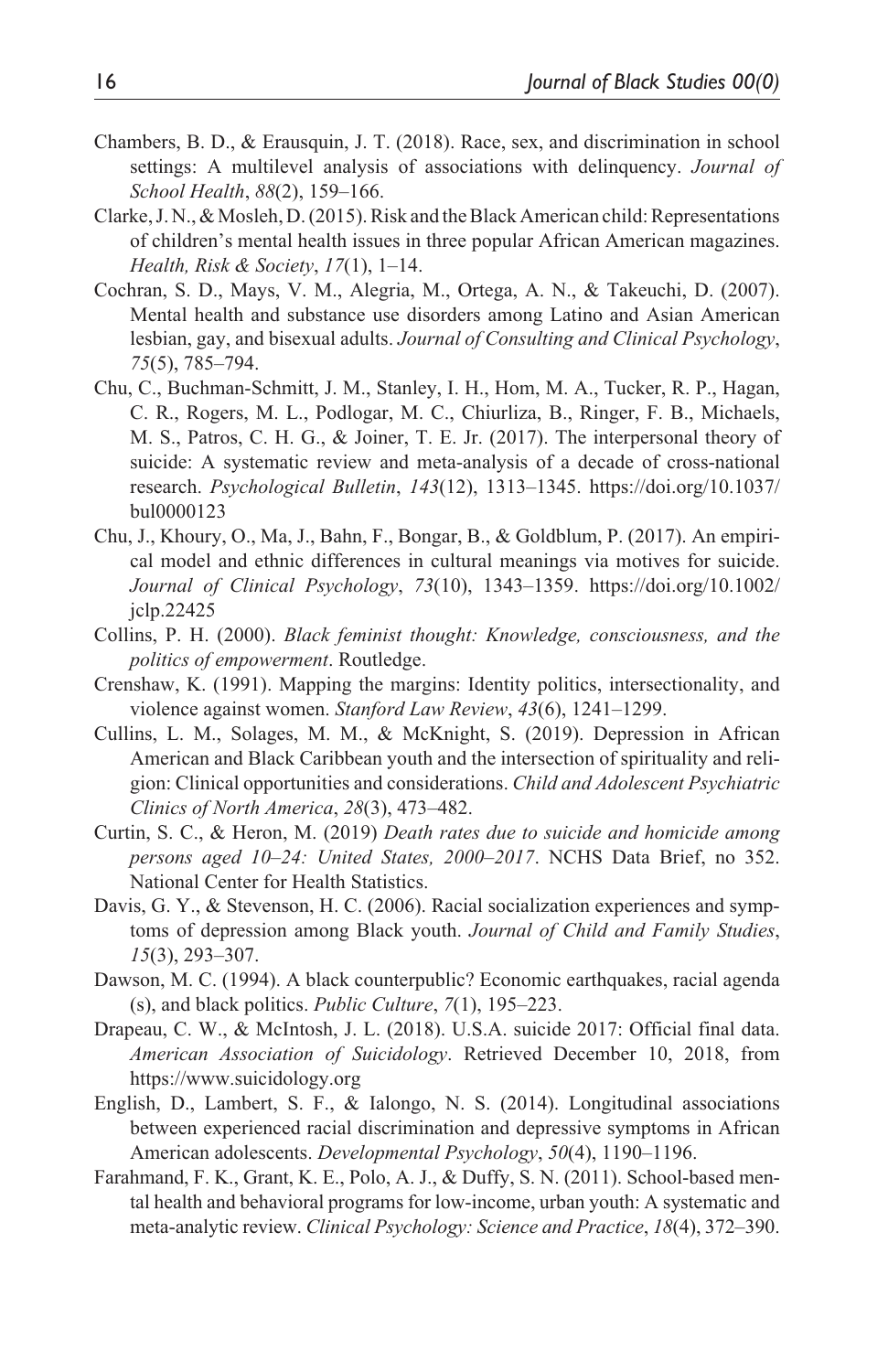Chambers, B. D., & Erausquin, J. T. (2018). Race, sex, and discrimination in school settings: A multilevel analysis of associations with delinquency. *Journal of School Health*, *88*(2), 159–166.

Clarke, J. N., & Mosleh, D. (2015). Risk and the Black American child: Representations of children's mental health issues in three popular African American magazines. *Health, Risk & Society*, *17*(1), 1–14.

Cochran, S. D., Mays, V. M., Alegria, M., Ortega, A. N., & Takeuchi, D. (2007). Mental health and substance use disorders among Latino and Asian American lesbian, gay, and bisexual adults. *Journal of Consulting and Clinical Psychology*, *75*(5), 785–794.

Chu, C., Buchman-Schmitt, J. M., Stanley, I. H., Hom, M. A., Tucker, R. P., Hagan, C. R., Rogers, M. L., Podlogar, M. C., Chiurliza, B., Ringer, F. B., Michaels, M. S., Patros, C. H. G., & Joiner, T. E. Jr. (2017). The interpersonal theory of suicide: A systematic review and meta-analysis of a decade of cross-national research. *Psychological Bulletin*, *143*(12), 1313–1345. https://doi.org/10.1037/bul0000123

Chu, J., Khoury, O., Ma, J., Bahn, F., Bongar, B., & Goldblum, P. (2017). An empirical model and ethnic differences in cultural meanings via motives for suicide. *Journal of Clinical Psychology*, *73*(10), 1343–1359. https://doi.org/10.1002/jclp.22425

Collins, P. H. (2000). *Black feminist thought: Knowledge, consciousness, and the politics of empowerment*. Routledge.

Crenshaw, K. (1991). Mapping the margins: Identity politics, intersectionality, and violence against women. *Stanford Law Review*, *43*(6), 1241–1299.

Cullins, L. M., Solages, M. M., & McKnight, S. (2019). Depression in African American and Black Caribbean youth and the intersection of spirituality and religion: Clinical opportunities and considerations. *Child and Adolescent Psychiatric Clinics of North America*, *28*(3), 473–482.

Curtin, S. C., & Heron, M. (2019) *Death rates due to suicide and homicide among persons aged 10–24: United States, 2000–2017*. NCHS Data Brief, no 352. National Center for Health Statistics.

Davis, G. Y., & Stevenson, H. C. (2006). Racial socialization experiences and symptoms of depression among Black youth. *Journal of Child and Family Studies*, *15*(3), 293–307.

Dawson, M. C. (1994). A black counterpublic? Economic earthquakes, racial agenda (s), and black politics. *Public Culture*, *7*(1), 195–223.

Drapeau, C. W., & McIntosh, J. L. (2018). U.S.A. suicide 2017: Official final data. *American Association of Suicidology*. Retrieved December 10, 2018, from https://www.suicidology.org

English, D., Lambert, S. F., & Ialongo, N. S. (2014). Longitudinal associations between experienced racial discrimination and depressive symptoms in African American adolescents. *Developmental Psychology*, *50*(4), 1190–1196.

Farahmand, F. K., Grant, K. E., Polo, A. J., & Duffy, S. N. (2011). School-based mental health and behavioral programs for low-income, urban youth: A systematic and meta-analytic review. *Clinical Psychology: Science and Practice*, *18*(4), 372–390.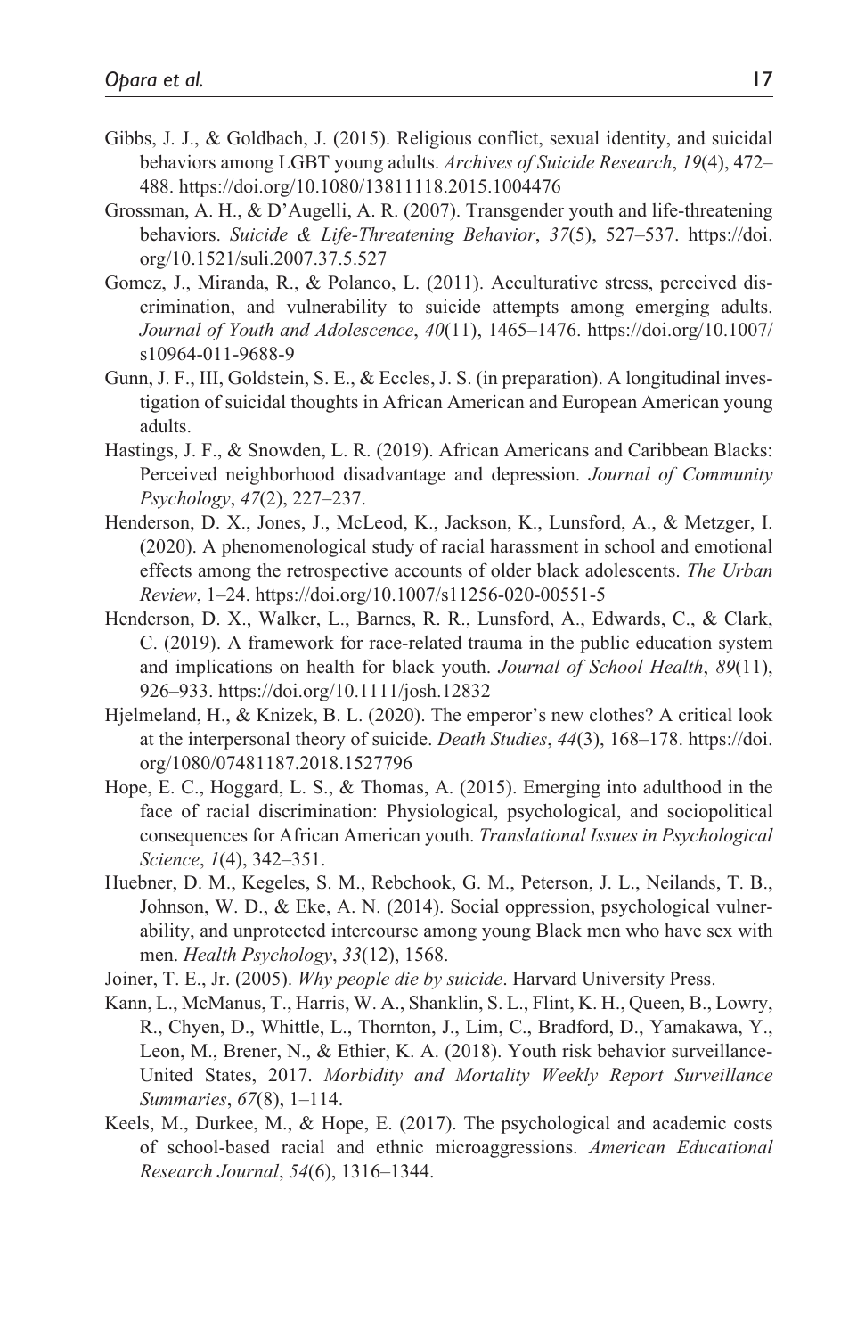Gibbs, J. J., & Goldbach, J. (2015). Religious conflict, sexual identity, and suicidal behaviors among LGBT young adults. *Archives of Suicide Research*, *19*(4), 472–488. https://doi.org/10.1080/13811118.2015.1004476

Grossman, A. H., & D'Augelli, A. R. (2007). Transgender youth and life-threatening behaviors. *Suicide & Life-Threatening Behavior*, *37*(5), 527–537. https://doi.org/10.1521/suli.2007.37.5.527

Gomez, J., Miranda, R., & Polanco, L. (2011). Acculturative stress, perceived discrimination, and vulnerability to suicide attempts among emerging adults. *Journal of Youth and Adolescence*, *40*(11), 1465–1476. https://doi.org/10.1007/s10964-011-9688-9

Gunn, J. F., III, Goldstein, S. E., & Eccles, J. S. (in preparation). A longitudinal investigation of suicidal thoughts in African American and European American young adults.

Hastings, J. F., & Snowden, L. R. (2019). African Americans and Caribbean Blacks: Perceived neighborhood disadvantage and depression. *Journal of Community Psychology*, *47*(2), 227–237.

Henderson, D. X., Jones, J., McLeod, K., Jackson, K., Lunsford, A., & Metzger, I. (2020). A phenomenological study of racial harassment in school and emotional effects among the retrospective accounts of older black adolescents. *The Urban Review*, 1–24. https://doi.org/10.1007/s11256-020-00551-5

Henderson, D. X., Walker, L., Barnes, R. R., Lunsford, A., Edwards, C., & Clark, C. (2019). A framework for race-related trauma in the public education system and implications on health for black youth. *Journal of School Health*, *89*(11), 926–933. https://doi.org/10.1111/josh.12832

Hjelmeland, H., & Knizek, B. L. (2020). The emperor's new clothes? A critical look at the interpersonal theory of suicide. *Death Studies*, *44*(3), 168–178. https://doi.org/1080/07481187.2018.1527796

Hope, E. C., Hoggard, L. S., & Thomas, A. (2015). Emerging into adulthood in the face of racial discrimination: Physiological, psychological, and sociopolitical consequences for African American youth. *Translational Issues in Psychological Science*, *1*(4), 342–351.

Huebner, D. M., Kegeles, S. M., Rebchook, G. M., Peterson, J. L., Neilands, T. B., Johnson, W. D., & Eke, A. N. (2014). Social oppression, psychological vulnerability, and unprotected intercourse among young Black men who have sex with men. *Health Psychology*, *33*(12), 1568.

Joiner, T. E., Jr. (2005). *Why people die by suicide*. Harvard University Press.

Kann, L., McManus, T., Harris, W. A., Shanklin, S. L., Flint, K. H., Queen, B., Lowry, R., Chyen, D., Whittle, L., Thornton, J., Lim, C., Bradford, D., Yamakawa, Y., Leon, M., Brener, N., & Ethier, K. A. (2018). Youth risk behavior surveillance-United States, 2017. *Morbidity and Mortality Weekly Report Surveillance Summaries*, *67*(8), 1–114.

Keels, M., Durkee, M., & Hope, E. (2017). The psychological and academic costs of school-based racial and ethnic microaggressions. *American Educational Research Journal*, *54*(6), 1316–1344.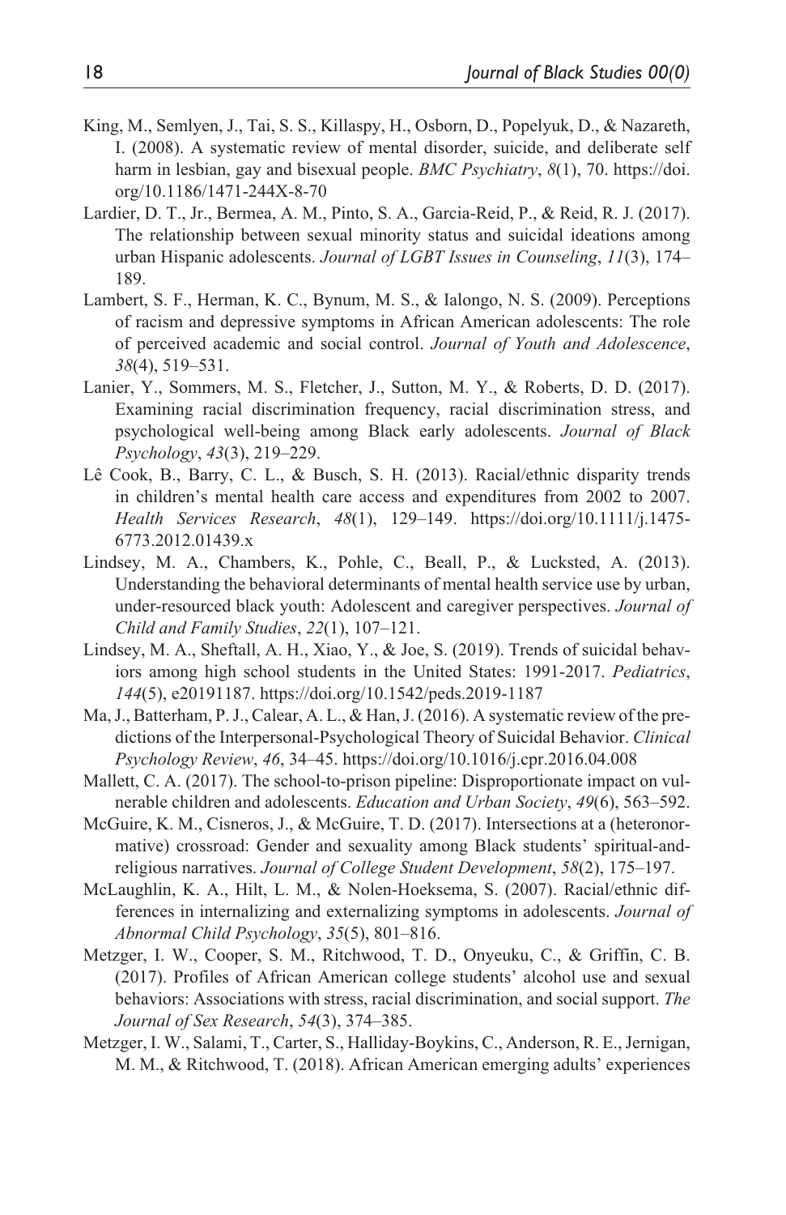King, M., Semlyen, J., Tai, S. S., Killaspy, H., Osborn, D., Popelyuk, D., & Nazareth, I. (2008). A systematic review of mental disorder, suicide, and deliberate self harm in lesbian, gay and bisexual people. *BMC Psychiatry*, *8*(1), 70. https://doi.org/10.1186/1471-244X-8-70

Lardier, D. T., Jr., Bermea, A. M., Pinto, S. A., Garcia-Reid, P., & Reid, R. J. (2017). The relationship between sexual minority status and suicidal ideations among urban Hispanic adolescents. *Journal of LGBT Issues in Counseling*, *11*(3), 174–189.

Lambert, S. F., Herman, K. C., Bynum, M. S., & Ialongo, N. S. (2009). Perceptions of racism and depressive symptoms in African American adolescents: The role of perceived academic and social control. *Journal of Youth and Adolescence*, *38*(4), 519–531.

Lanier, Y., Sommers, M. S., Fletcher, J., Sutton, M. Y., & Roberts, D. D. (2017). Examining racial discrimination frequency, racial discrimination stress, and psychological well-being among Black early adolescents. *Journal of Black Psychology*, *43*(3), 219–229.

Lê Cook, B., Barry, C. L., & Busch, S. H. (2013). Racial/ethnic disparity trends in children's mental health care access and expenditures from 2002 to 2007. *Health Services Research*, *48*(1), 129–149. https://doi.org/10.1111/j.1475-6773.2012.01439.x

Lindsey, M. A., Chambers, K., Pohle, C., Beall, P., & Lucksted, A. (2013). Understanding the behavioral determinants of mental health service use by urban, under-resourced black youth: Adolescent and caregiver perspectives. *Journal of Child and Family Studies*, *22*(1), 107–121.

Lindsey, M. A., Sheftall, A. H., Xiao, Y., & Joe, S. (2019). Trends of suicidal behaviors among high school students in the United States: 1991-2017. *Pediatrics*, *144*(5), e20191187. https://doi.org/10.1542/peds.2019-1187

Ma, J., Batterham, P. J., Calear, A. L., & Han, J. (2016). A systematic review of the predictions of the Interpersonal-Psychological Theory of Suicidal Behavior. *Clinical Psychology Review*, *46*, 34–45. https://doi.org/10.1016/j.cpr.2016.04.008

Mallett, C. A. (2017). The school-to-prison pipeline: Disproportionate impact on vulnerable children and adolescents. *Education and Urban Society*, *49*(6), 563–592.

McGuire, K. M., Cisneros, J., & McGuire, T. D. (2017). Intersections at a (heteronormative) crossroad: Gender and sexuality among Black students' spiritual-and-religious narratives. *Journal of College Student Development*, *58*(2), 175–197.

McLaughlin, K. A., Hilt, L. M., & Nolen-Hoeksema, S. (2007). Racial/ethnic differences in internalizing and externalizing symptoms in adolescents. *Journal of Abnormal Child Psychology*, *35*(5), 801–816.

Metzger, I. W., Cooper, S. M., Ritchwood, T. D., Onyeuku, C., & Griffin, C. B. (2017). Profiles of African American college students' alcohol use and sexual behaviors: Associations with stress, racial discrimination, and social support. *The Journal of Sex Research*, *54*(3), 374–385.

Metzger, I. W., Salami, T., Carter, S., Halliday-Boykins, C., Anderson, R. E., Jernigan, M. M., & Ritchwood, T. (2018). African American emerging adults' experiences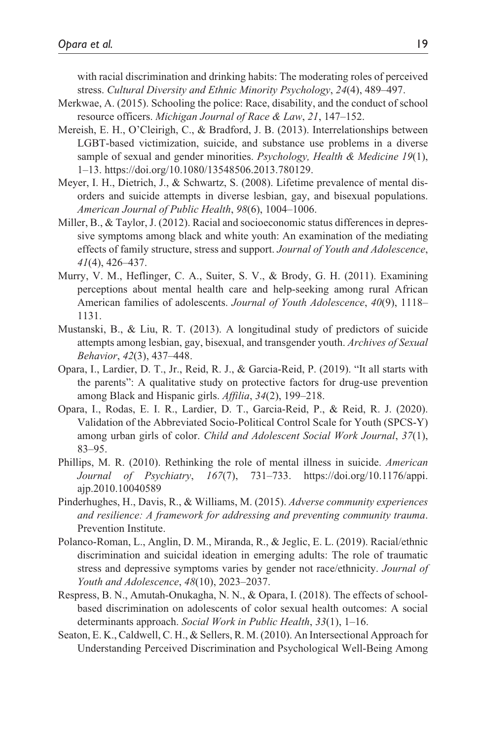with racial discrimination and drinking habits: The moderating roles of perceived stress. *Cultural Diversity and Ethnic Minority Psychology*, *24*(4), 489–497.

Merkwae, A. (2015). Schooling the police: Race, disability, and the conduct of school resource officers. *Michigan Journal of Race & Law*, *21*, 147–152.

Mereish, E. H., O'Cleirigh, C., & Bradford, J. B. (2013). Interrelationships between LGBT-based victimization, suicide, and substance use problems in a diverse sample of sexual and gender minorities. *Psychology, Health & Medicine 19*(1), 1–13. https://doi.org/10.1080/13548506.2013.780129.

Meyer, I. H., Dietrich, J., & Schwartz, S. (2008). Lifetime prevalence of mental disorders and suicide attempts in diverse lesbian, gay, and bisexual populations. *American Journal of Public Health*, *98*(6), 1004–1006.

Miller, B., & Taylor, J. (2012). Racial and socioeconomic status differences in depressive symptoms among black and white youth: An examination of the mediating effects of family structure, stress and support. *Journal of Youth and Adolescence*, *41*(4), 426–437.

Murry, V. M., Heflinger, C. A., Suiter, S. V., & Brody, G. H. (2011). Examining perceptions about mental health care and help-seeking among rural African American families of adolescents. *Journal of Youth Adolescence*, *40*(9), 1118–1131.

Mustanski, B., & Liu, R. T. (2013). A longitudinal study of predictors of suicide attempts among lesbian, gay, bisexual, and transgender youth. *Archives of Sexual Behavior*, *42*(3), 437–448.

Opara, I., Lardier, D. T., Jr., Reid, R. J., & Garcia-Reid, P. (2019). "It all starts with the parents": A qualitative study on protective factors for drug-use prevention among Black and Hispanic girls. *Affilia*, *34*(2), 199–218.

Opara, I., Rodas, E. I. R., Lardier, D. T., Garcia-Reid, P., & Reid, R. J. (2020). Validation of the Abbreviated Socio-Political Control Scale for Youth (SPCS-Y) among urban girls of color. *Child and Adolescent Social Work Journal*, *37*(1), 83–95.

Phillips, M. R. (2010). Rethinking the role of mental illness in suicide. *American Journal of Psychiatry*, *167*(7), 731–733. https://doi.org/10.1176/appi.ajp.2010.10040589

Pinderhughes, H., Davis, R., & Williams, M. (2015). *Adverse community experiences and resilience: A framework for addressing and preventing community trauma*. Prevention Institute.

Polanco-Roman, L., Anglin, D. M., Miranda, R., & Jeglic, E. L. (2019). Racial/ethnic discrimination and suicidal ideation in emerging adults: The role of traumatic stress and depressive symptoms varies by gender not race/ethnicity. *Journal of Youth and Adolescence*, *48*(10), 2023–2037.

Respress, B. N., Amutah-Onukagha, N. N., & Opara, I. (2018). The effects of school-based discrimination on adolescents of color sexual health outcomes: A social determinants approach. *Social Work in Public Health*, *33*(1), 1–16.

Seaton, E. K., Caldwell, C. H., & Sellers, R. M. (2010). An Intersectional Approach for Understanding Perceived Discrimination and Psychological Well-Being Among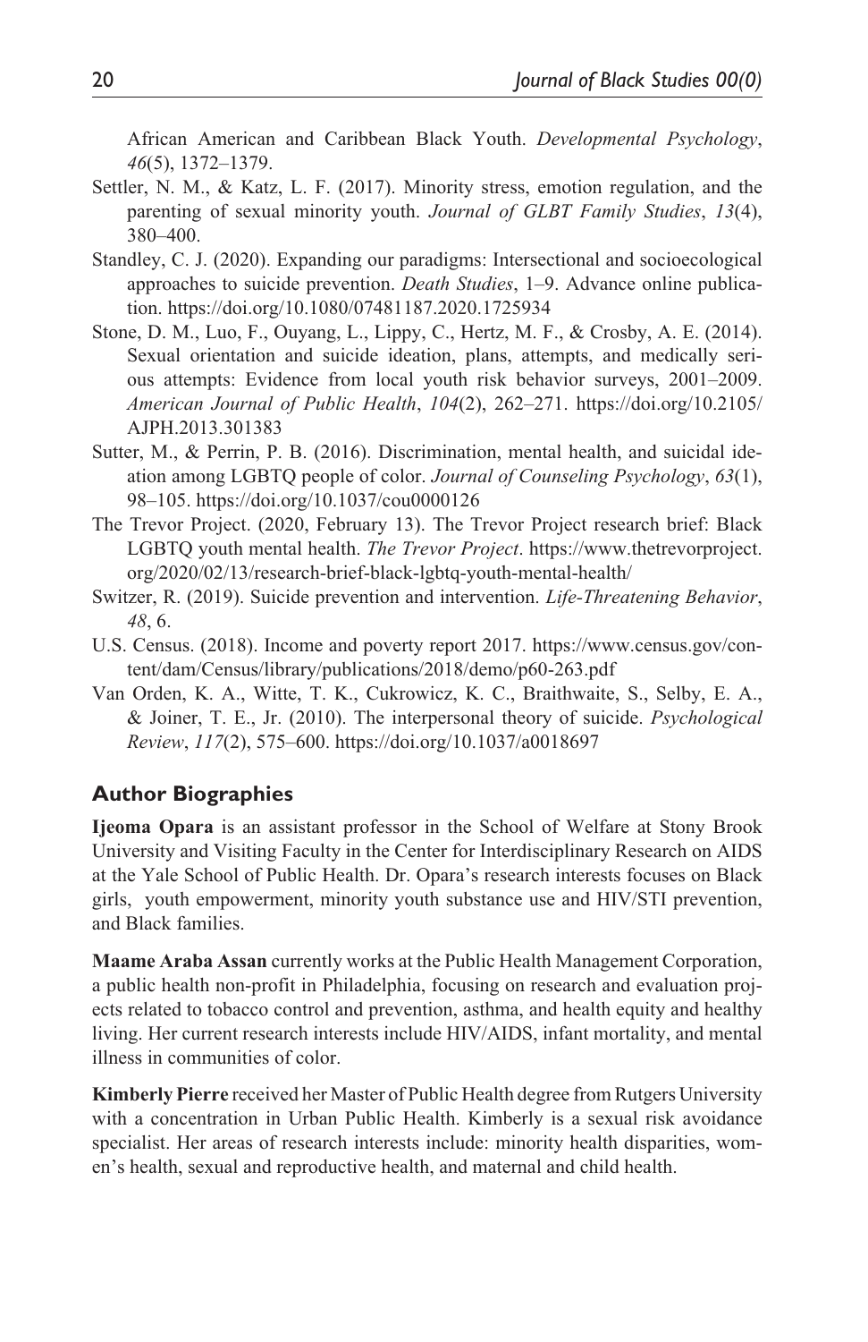African American and Caribbean Black Youth. *Developmental Psychology*, *46*(5), 1372–1379.

Settler, N. M., & Katz, L. F. (2017). Minority stress, emotion regulation, and the parenting of sexual minority youth. *Journal of GLBT Family Studies*, *13*(4), 380–400.

Standley, C. J. (2020). Expanding our paradigms: Intersectional and socioecological approaches to suicide prevention. *Death Studies*, 1–9. Advance online publication. https://doi.org/10.1080/07481187.2020.1725934

Stone, D. M., Luo, F., Ouyang, L., Lippy, C., Hertz, M. F., & Crosby, A. E. (2014). Sexual orientation and suicide ideation, plans, attempts, and medically serious attempts: Evidence from local youth risk behavior surveys, 2001–2009. *American Journal of Public Health*, *104*(2), 262–271. https://doi.org/10.2105/AJPH.2013.301383

Sutter, M., & Perrin, P. B. (2016). Discrimination, mental health, and suicidal ideation among LGBTQ people of color. *Journal of Counseling Psychology*, *63*(1), 98–105. https://doi.org/10.1037/cou0000126

The Trevor Project. (2020, February 13). The Trevor Project research brief: Black LGBTQ youth mental health. *The Trevor Project*. https://www.thetrevorproject.org/2020/02/13/research-brief-black-lgbtq-youth-mental-health/

Switzer, R. (2019). Suicide prevention and intervention. *Life-Threatening Behavior*, *48*, 6.

U.S. Census. (2018). Income and poverty report 2017. https://www.census.gov/content/dam/Census/library/publications/2018/demo/p60-263.pdf

Van Orden, K. A., Witte, T. K., Cukrowicz, K. C., Braithwaite, S., Selby, E. A., & Joiner, T. E., Jr. (2010). The interpersonal theory of suicide. *Psychological Review*, *117*(2), 575–600. https://doi.org/10.1037/a0018697

## Author Biographies

**Ijeoma Opara** is an assistant professor in the School of Welfare at Stony Brook University and Visiting Faculty in the Center for Interdisciplinary Research on AIDS at the Yale School of Public Health. Dr. Opara's research interests focuses on Black girls, youth empowerment, minority youth substance use and HIV/STI prevention, and Black families.

**Maame Araba Assan** currently works at the Public Health Management Corporation, a public health non-profit in Philadelphia, focusing on research and evaluation projects related to tobacco control and prevention, asthma, and health equity and healthy living. Her current research interests include HIV/AIDS, infant mortality, and mental illness in communities of color.

**Kimberly Pierre** received her Master of Public Health degree from Rutgers University with a concentration in Urban Public Health. Kimberly is a sexual risk avoidance specialist. Her areas of research interests include: minority health disparities, women's health, sexual and reproductive health, and maternal and child health.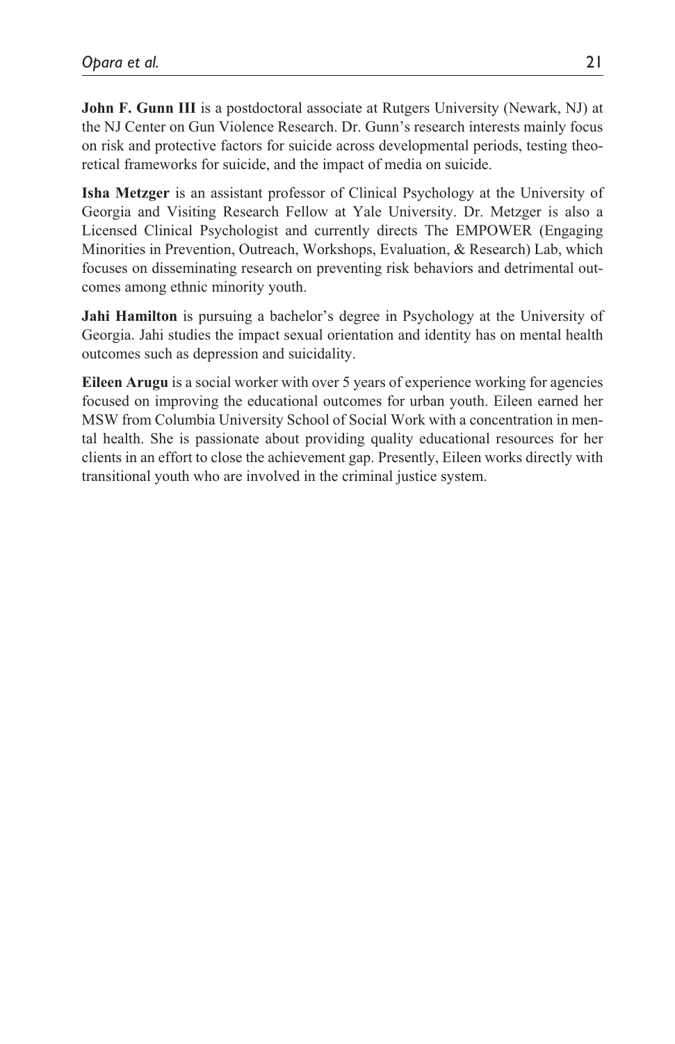**John F. Gunn III** is a postdoctoral associate at Rutgers University (Newark, NJ) at the NJ Center on Gun Violence Research. Dr. Gunn's research interests mainly focus on risk and protective factors for suicide across developmental periods, testing theoretical frameworks for suicide, and the impact of media on suicide.

**Isha Metzger** is an assistant professor of Clinical Psychology at the University of Georgia and Visiting Research Fellow at Yale University. Dr. Metzger is also a Licensed Clinical Psychologist and currently directs The EMPOWER (Engaging Minorities in Prevention, Outreach, Workshops, Evaluation, & Research) Lab, which focuses on disseminating research on preventing risk behaviors and detrimental outcomes among ethnic minority youth.

**Jahi Hamilton** is pursuing a bachelor's degree in Psychology at the University of Georgia. Jahi studies the impact sexual orientation and identity has on mental health outcomes such as depression and suicidality.

**Eileen Arugu** is a social worker with over 5 years of experience working for agencies focused on improving the educational outcomes for urban youth. Eileen earned her MSW from Columbia University School of Social Work with a concentration in mental health. She is passionate about providing quality educational resources for her clients in an effort to close the achievement gap. Presently, Eileen works directly with transitional youth who are involved in the criminal justice system.